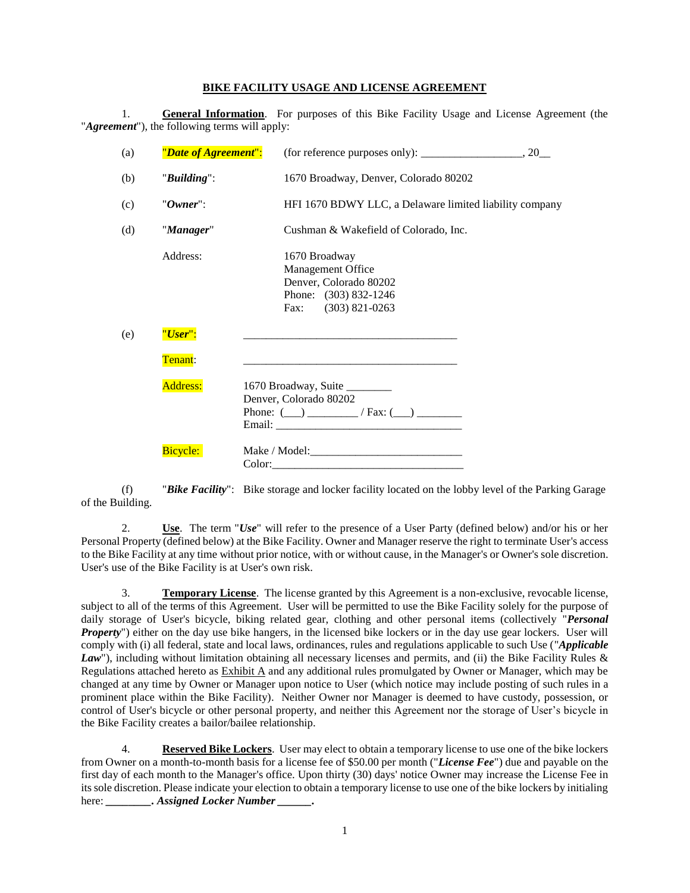**BIKE FACILITY USAGE AND LICENSE AGREEMENT**

1. **General Information**. For purposes of this Bike Facility Usage and License Agreement (the "***Agreement***"), the following terms will apply:

(a) "***Date of Agreement***": (for reference purposes only): __________________, 20__

(b) "***Building***": 1670 Broadway, Denver, Colorado 80202

(c) "***Owner***": HFI 1670 BDWY LLC, a Delaware limited liability company

(d) "***Manager***" Cushman & Wakefield of Colorado, Inc.

Address: 1670 Broadway
Management Office
Denver, Colorado 80202
Phone: (303) 832-1246
Fax: (303) 821-0263

(e) "***User***": ______________________________________

Tenant: ______________________________________

Address: 1670 Broadway, Suite ________
Denver, Colorado 80202
Phone: (___) _________ / Fax: (___) ________
Email: _________________________________

Bicycle: Make / Model:___________________________
Color:___________________________________

(f) "***Bike Facility***": Bike storage and locker facility located on the lobby level of the Parking Garage of the Building.

2. **Use**. The term "***Use***" will refer to the presence of a User Party (defined below) and/or his or her Personal Property (defined below) at the Bike Facility. Owner and Manager reserve the right to terminate User's access to the Bike Facility at any time without prior notice, with or without cause, in the Manager's or Owner's sole discretion. User's use of the Bike Facility is at User's own risk.

3. **Temporary License**. The license granted by this Agreement is a non-exclusive, revocable license, subject to all of the terms of this Agreement. User will be permitted to use the Bike Facility solely for the purpose of daily storage of User's bicycle, biking related gear, clothing and other personal items (collectively "***Personal Property***") either on the day use bike hangers, in the licensed bike lockers or in the day use gear lockers. User will comply with (i) all federal, state and local laws, ordinances, rules and regulations applicable to such Use ("***Applicable Law***"), including without limitation obtaining all necessary licenses and permits, and (ii) the Bike Facility Rules & Regulations attached hereto as Exhibit A and any additional rules promulgated by Owner or Manager, which may be changed at any time by Owner or Manager upon notice to User (which notice may include posting of such rules in a prominent place within the Bike Facility). Neither Owner nor Manager is deemed to have custody, possession, or control of User's bicycle or other personal property, and neither this Agreement nor the storage of User's bicycle in the Bike Facility creates a bailor/bailee relationship.

4. **Reserved Bike Lockers**. User may elect to obtain a temporary license to use one of the bike lockers from Owner on a month-to-month basis for a license fee of $50.00 per month ("***License Fee***") due and payable on the first day of each month to the Manager's office. Upon thirty (30) days' notice Owner may increase the License Fee in its sole discretion. Please indicate your election to obtain a temporary license to use one of the bike lockers by initialing here: **________. *Assigned Locker Number* ______.**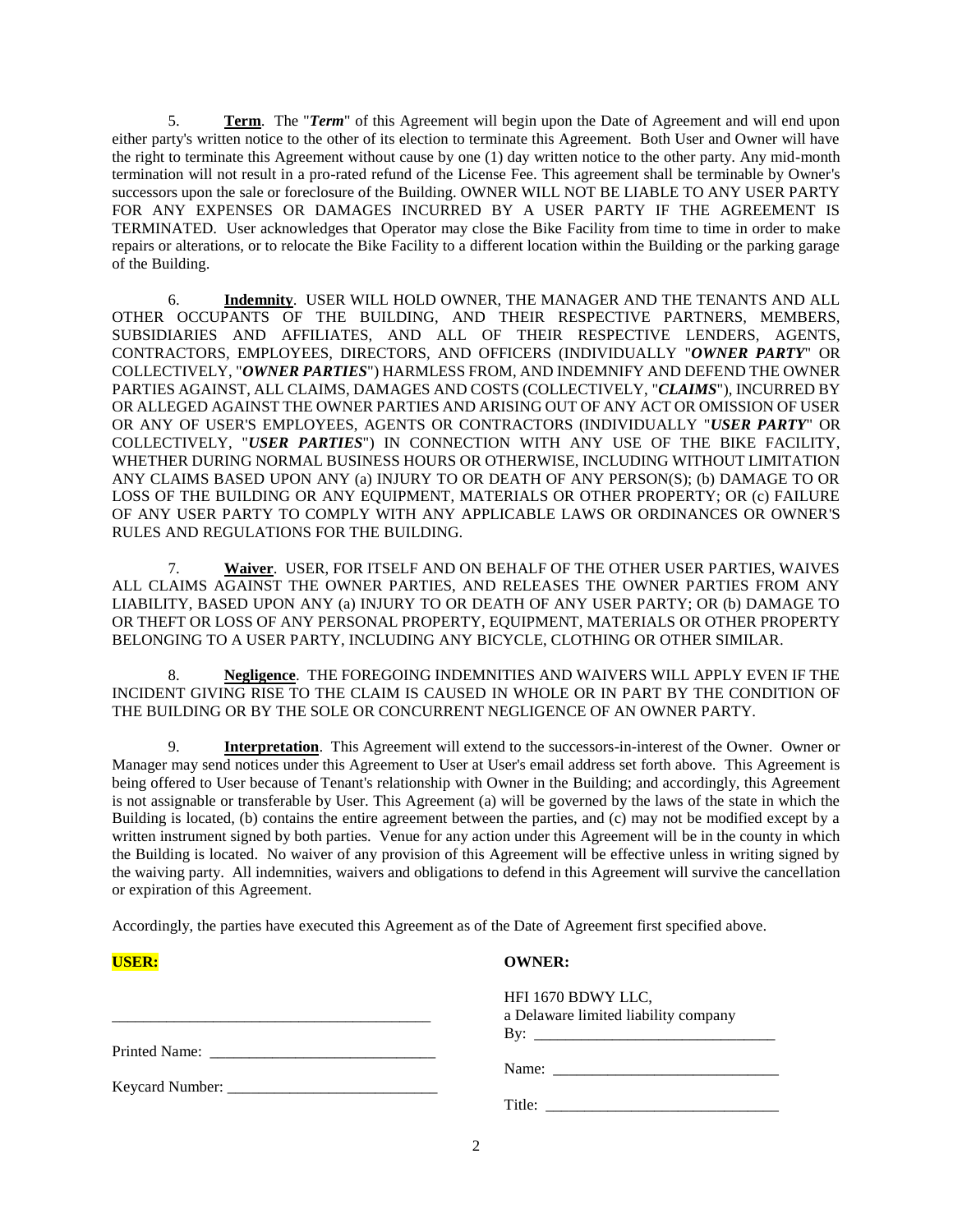5. **Term**. The "***Term***" of this Agreement will begin upon the Date of Agreement and will end upon either party's written notice to the other of its election to terminate this Agreement. Both User and Owner will have the right to terminate this Agreement without cause by one (1) day written notice to the other party. Any mid-month termination will not result in a pro-rated refund of the License Fee. This agreement shall be terminable by Owner's successors upon the sale or foreclosure of the Building. OWNER WILL NOT BE LIABLE TO ANY USER PARTY FOR ANY EXPENSES OR DAMAGES INCURRED BY A USER PARTY IF THE AGREEMENT IS TERMINATED. User acknowledges that Operator may close the Bike Facility from time to time in order to make repairs or alterations, or to relocate the Bike Facility to a different location within the Building or the parking garage of the Building.

6. **Indemnity**. USER WILL HOLD OWNER, THE MANAGER AND THE TENANTS AND ALL OTHER OCCUPANTS OF THE BUILDING, AND THEIR RESPECTIVE PARTNERS, MEMBERS, SUBSIDIARIES AND AFFILIATES, AND ALL OF THEIR RESPECTIVE LENDERS, AGENTS, CONTRACTORS, EMPLOYEES, DIRECTORS, AND OFFICERS (INDIVIDUALLY "***OWNER PARTY***" OR COLLECTIVELY, "***OWNER PARTIES***") HARMLESS FROM, AND INDEMNIFY AND DEFEND THE OWNER PARTIES AGAINST, ALL CLAIMS, DAMAGES AND COSTS (COLLECTIVELY, "***CLAIMS***"), INCURRED BY OR ALLEGED AGAINST THE OWNER PARTIES AND ARISING OUT OF ANY ACT OR OMISSION OF USER OR ANY OF USER'S EMPLOYEES, AGENTS OR CONTRACTORS (INDIVIDUALLY "***USER PARTY***" OR COLLECTIVELY, "***USER PARTIES***") IN CONNECTION WITH ANY USE OF THE BIKE FACILITY, WHETHER DURING NORMAL BUSINESS HOURS OR OTHERWISE, INCLUDING WITHOUT LIMITATION ANY CLAIMS BASED UPON ANY (a) INJURY TO OR DEATH OF ANY PERSON(S); (b) DAMAGE TO OR LOSS OF THE BUILDING OR ANY EQUIPMENT, MATERIALS OR OTHER PROPERTY; OR (c) FAILURE OF ANY USER PARTY TO COMPLY WITH ANY APPLICABLE LAWS OR ORDINANCES OR OWNER'S RULES AND REGULATIONS FOR THE BUILDING.

7. **Waiver**. USER, FOR ITSELF AND ON BEHALF OF THE OTHER USER PARTIES, WAIVES ALL CLAIMS AGAINST THE OWNER PARTIES, AND RELEASES THE OWNER PARTIES FROM ANY LIABILITY, BASED UPON ANY (a) INJURY TO OR DEATH OF ANY USER PARTY; OR (b) DAMAGE TO OR THEFT OR LOSS OF ANY PERSONAL PROPERTY, EQUIPMENT, MATERIALS OR OTHER PROPERTY BELONGING TO A USER PARTY, INCLUDING ANY BICYCLE, CLOTHING OR OTHER SIMILAR.

8. **Negligence**. THE FOREGOING INDEMNITIES AND WAIVERS WILL APPLY EVEN IF THE INCIDENT GIVING RISE TO THE CLAIM IS CAUSED IN WHOLE OR IN PART BY THE CONDITION OF THE BUILDING OR BY THE SOLE OR CONCURRENT NEGLIGENCE OF AN OWNER PARTY.

9. **Interpretation**. This Agreement will extend to the successors-in-interest of the Owner. Owner or Manager may send notices under this Agreement to User at User's email address set forth above. This Agreement is being offered to User because of Tenant's relationship with Owner in the Building; and accordingly, this Agreement is not assignable or transferable by User. This Agreement (a) will be governed by the laws of the state in which the Building is located, (b) contains the entire agreement between the parties, and (c) may not be modified except by a written instrument signed by both parties. Venue for any action under this Agreement will be in the county in which the Building is located. No waiver of any provision of this Agreement will be effective unless in writing signed by the waiving party. All indemnities, waivers and obligations to defend in this Agreement will survive the cancellation or expiration of this Agreement.

Accordingly, the parties have executed this Agreement as of the Date of Agreement first specified above.

**USER:**

\_\_\_\_\_\_\_\_\_\_\_\_\_\_\_\_\_\_\_\_\_\_\_\_\_\_\_\_\_\_\_\_\_\_\_\_\_\_\_\_

Printed Name: \_\_\_\_\_\_\_\_\_\_\_\_\_\_\_\_\_\_\_\_\_\_\_\_\_\_\_\_\_\_

Keycard Number: \_\_\_\_\_\_\_\_\_\_\_\_\_\_\_\_\_\_\_\_\_\_\_\_\_\_\_\_

**OWNER:**

HFI 1670 BDWY LLC,
a Delaware limited liability company

By: \_\_\_\_\_\_\_\_\_\_\_\_\_\_\_\_\_\_\_\_\_\_\_\_\_\_\_\_\_\_\_

Name: \_\_\_\_\_\_\_\_\_\_\_\_\_\_\_\_\_\_\_\_\_\_\_\_\_\_\_\_\_

Title: \_\_\_\_\_\_\_\_\_\_\_\_\_\_\_\_\_\_\_\_\_\_\_\_\_\_\_\_\_\_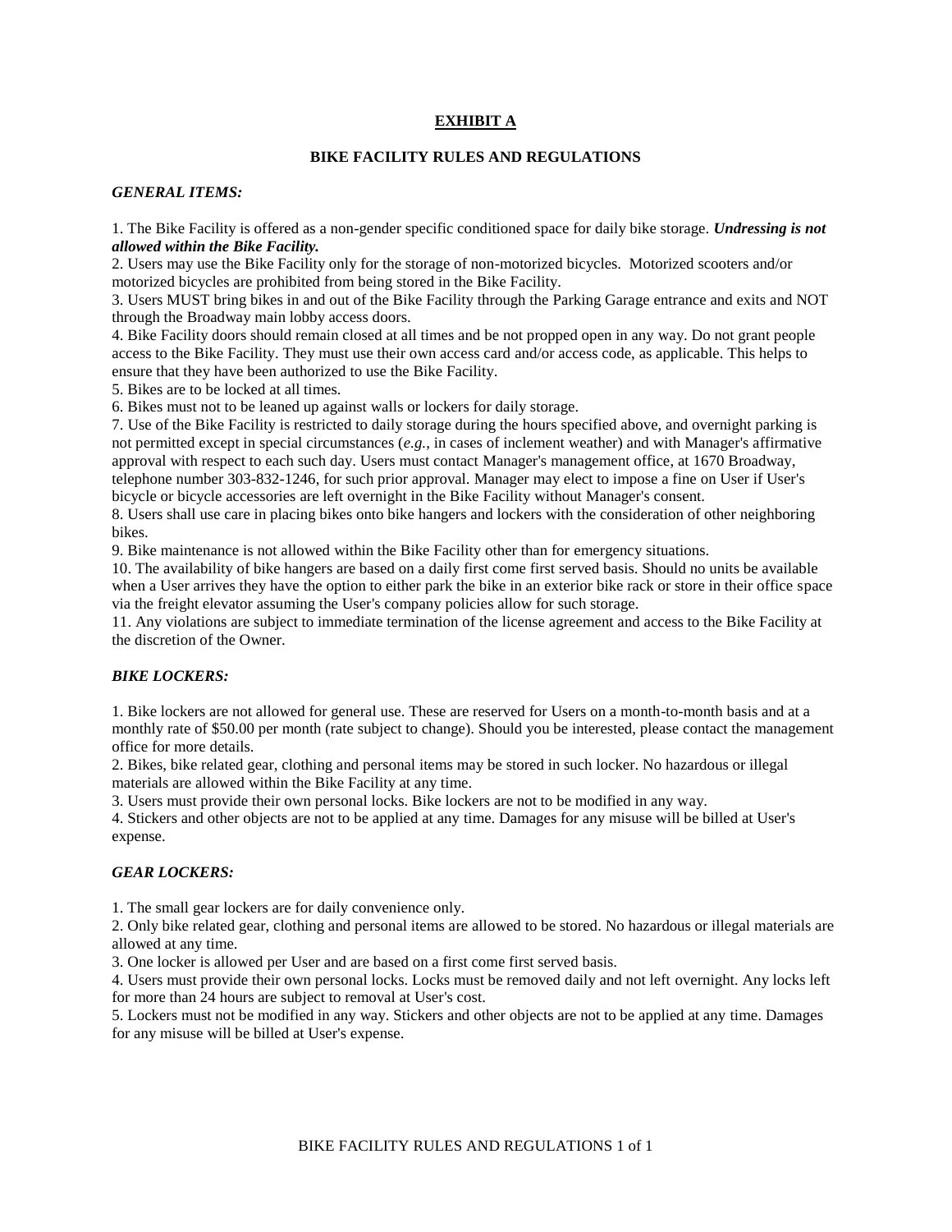**EXHIBIT A**

**BIKE FACILITY RULES AND REGULATIONS**

***GENERAL ITEMS:***

1. The Bike Facility is offered as a non-gender specific conditioned space for daily bike storage. ***Undressing is not allowed within the Bike Facility.***
2. Users may use the Bike Facility only for the storage of non-motorized bicycles. Motorized scooters and/or motorized bicycles are prohibited from being stored in the Bike Facility.
3. Users MUST bring bikes in and out of the Bike Facility through the Parking Garage entrance and exits and NOT through the Broadway main lobby access doors.
4. Bike Facility doors should remain closed at all times and be not propped open in any way. Do not grant people access to the Bike Facility. They must use their own access card and/or access code, as applicable. This helps to ensure that they have been authorized to use the Bike Facility.
5. Bikes are to be locked at all times.
6. Bikes must not to be leaned up against walls or lockers for daily storage.
7. Use of the Bike Facility is restricted to daily storage during the hours specified above, and overnight parking is not permitted except in special circumstances (*e.g.*, in cases of inclement weather) and with Manager's affirmative approval with respect to each such day. Users must contact Manager's management office, at 1670 Broadway, telephone number 303-832-1246, for such prior approval. Manager may elect to impose a fine on User if User's bicycle or bicycle accessories are left overnight in the Bike Facility without Manager's consent.
8. Users shall use care in placing bikes onto bike hangers and lockers with the consideration of other neighboring bikes.
9. Bike maintenance is not allowed within the Bike Facility other than for emergency situations.
10. The availability of bike hangers are based on a daily first come first served basis. Should no units be available when a User arrives they have the option to either park the bike in an exterior bike rack or store in their office space via the freight elevator assuming the User's company policies allow for such storage.
11. Any violations are subject to immediate termination of the license agreement and access to the Bike Facility at the discretion of the Owner.

***BIKE LOCKERS:***

1. Bike lockers are not allowed for general use. These are reserved for Users on a month-to-month basis and at a monthly rate of $50.00 per month (rate subject to change). Should you be interested, please contact the management office for more details.
2. Bikes, bike related gear, clothing and personal items may be stored in such locker. No hazardous or illegal materials are allowed within the Bike Facility at any time.
3. Users must provide their own personal locks. Bike lockers are not to be modified in any way.
4. Stickers and other objects are not to be applied at any time. Damages for any misuse will be billed at User's expense.

***GEAR LOCKERS:***

1. The small gear lockers are for daily convenience only.
2. Only bike related gear, clothing and personal items are allowed to be stored. No hazardous or illegal materials are allowed at any time.
3. One locker is allowed per User and are based on a first come first served basis.
4. Users must provide their own personal locks. Locks must be removed daily and not left overnight. Any locks left for more than 24 hours are subject to removal at User's cost.
5. Lockers must not be modified in any way. Stickers and other objects are not to be applied at any time. Damages for any misuse will be billed at User's expense.